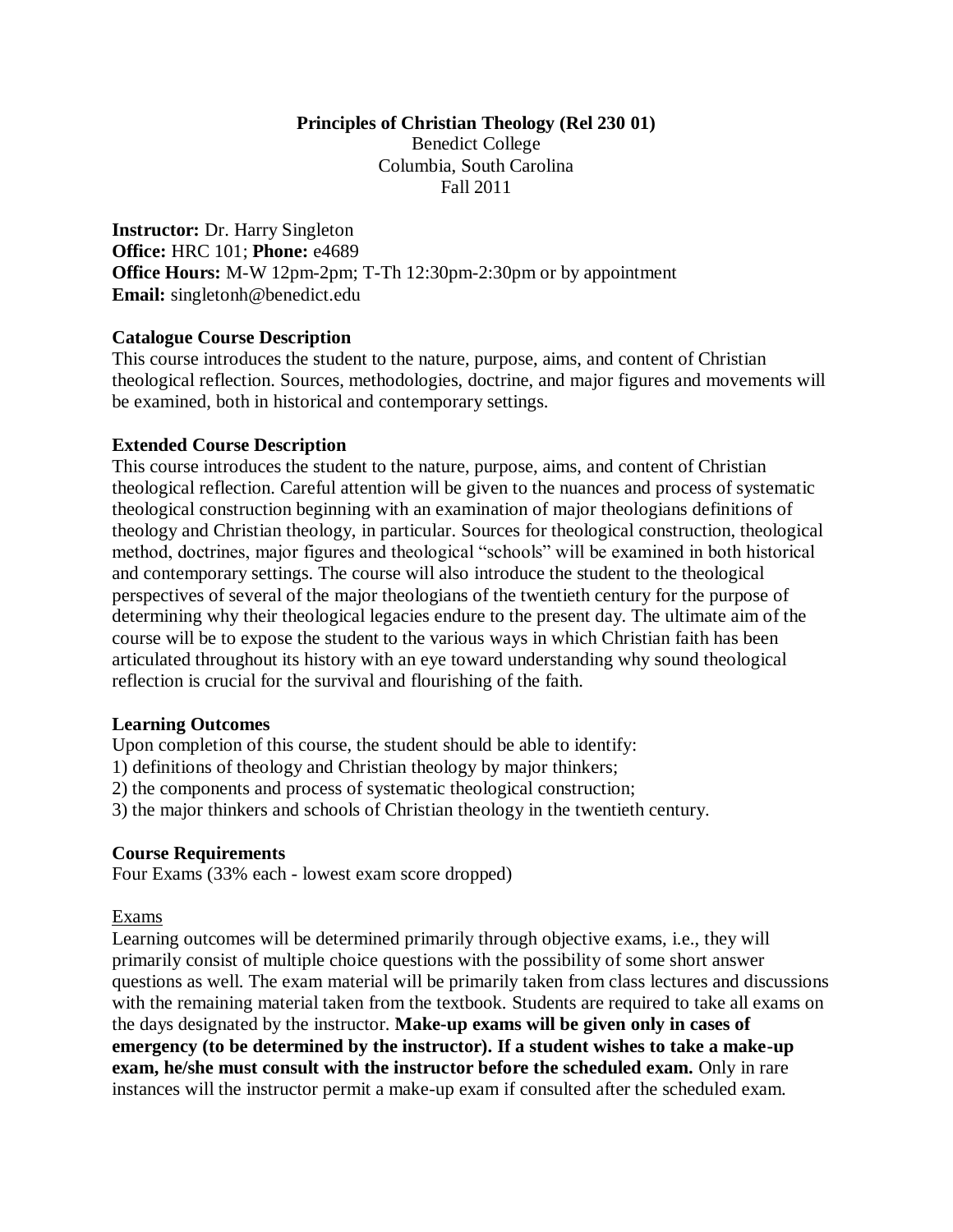**Principles of Christian Theology (Rel 230 01)**
Benedict College
Columbia, South Carolina
Fall 2011

**Instructor:** Dr. Harry Singleton
**Office:** HRC 101; **Phone:** e4689
**Office Hours:** M-W 12pm-2pm; T-Th 12:30pm-2:30pm or by appointment
**Email:** singletonh@benedict.edu

**Catalogue Course Description**

This course introduces the student to the nature, purpose, aims, and content of Christian theological reflection. Sources, methodologies, doctrine, and major figures and movements will be examined, both in historical and contemporary settings.

**Extended Course Description**

This course introduces the student to the nature, purpose, aims, and content of Christian theological reflection. Careful attention will be given to the nuances and process of systematic theological construction beginning with an examination of major theologians definitions of theology and Christian theology, in particular. Sources for theological construction, theological method, doctrines, major figures and theological "schools" will be examined in both historical and contemporary settings. The course will also introduce the student to the theological perspectives of several of the major theologians of the twentieth century for the purpose of determining why their theological legacies endure to the present day. The ultimate aim of the course will be to expose the student to the various ways in which Christian faith has been articulated throughout its history with an eye toward understanding why sound theological reflection is crucial for the survival and flourishing of the faith.

**Learning Outcomes**

Upon completion of this course, the student should be able to identify:
1) definitions of theology and Christian theology by major thinkers;
2) the components and process of systematic theological construction;
3) the major thinkers and schools of Christian theology in the twentieth century.

**Course Requirements**

Four Exams (33% each - lowest exam score dropped)

<u>Exams</u>

Learning outcomes will be determined primarily through objective exams, i.e., they will primarily consist of multiple choice questions with the possibility of some short answer questions as well. The exam material will be primarily taken from class lectures and discussions with the remaining material taken from the textbook. Students are required to take all exams on the days designated by the instructor. **Make-up exams will be given only in cases of emergency (to be determined by the instructor). If a student wishes to take a make-up exam, he/she must consult with the instructor before the scheduled exam.** Only in rare instances will the instructor permit a make-up exam if consulted after the scheduled exam.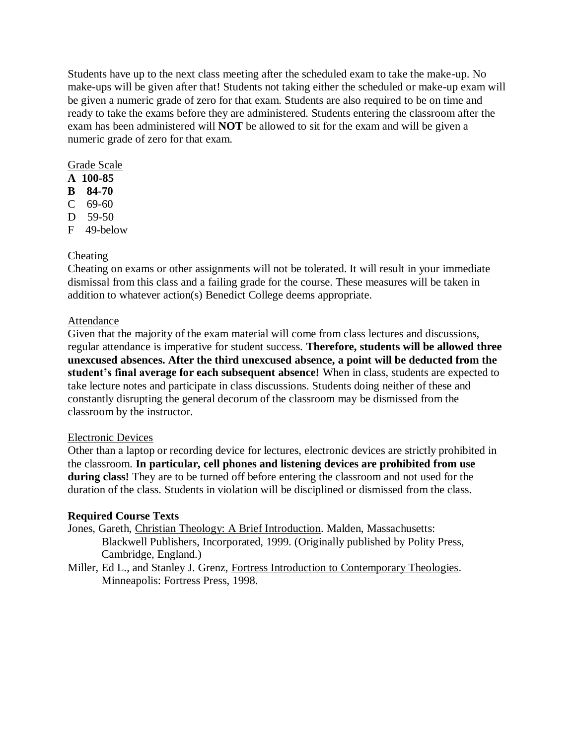Students have up to the next class meeting after the scheduled exam to take the make-up. No make-ups will be given after that! Students not taking either the scheduled or make-up exam will be given a numeric grade of zero for that exam. Students are also required to be on time and ready to take the exams before they are administered. Students entering the classroom after the exam has been administered will **NOT** be allowed to sit for the exam and will be given a numeric grade of zero for that exam.

Grade Scale

**A 100-85**
**B 84-70**
C 69-60
D 59-50
F 49-below

Cheating

Cheating on exams or other assignments will not be tolerated. It will result in your immediate dismissal from this class and a failing grade for the course. These measures will be taken in addition to whatever action(s) Benedict College deems appropriate.

Attendance

Given that the majority of the exam material will come from class lectures and discussions, regular attendance is imperative for student success. **Therefore, students will be allowed three unexcused absences. After the third unexcused absence, a point will be deducted from the student's final average for each subsequent absence!** When in class, students are expected to take lecture notes and participate in class discussions. Students doing neither of these and constantly disrupting the general decorum of the classroom may be dismissed from the classroom by the instructor.

Electronic Devices

Other than a laptop or recording device for lectures, electronic devices are strictly prohibited in the classroom. **In particular, cell phones and listening devices are prohibited from use during class!** They are to be turned off before entering the classroom and not used for the duration of the class. Students in violation will be disciplined or dismissed from the class.

**Required Course Texts**

Jones, Gareth, Christian Theology: A Brief Introduction. Malden, Massachusetts: Blackwell Publishers, Incorporated, 1999. (Originally published by Polity Press, Cambridge, England.)

Miller, Ed L., and Stanley J. Grenz, Fortress Introduction to Contemporary Theologies. Minneapolis: Fortress Press, 1998.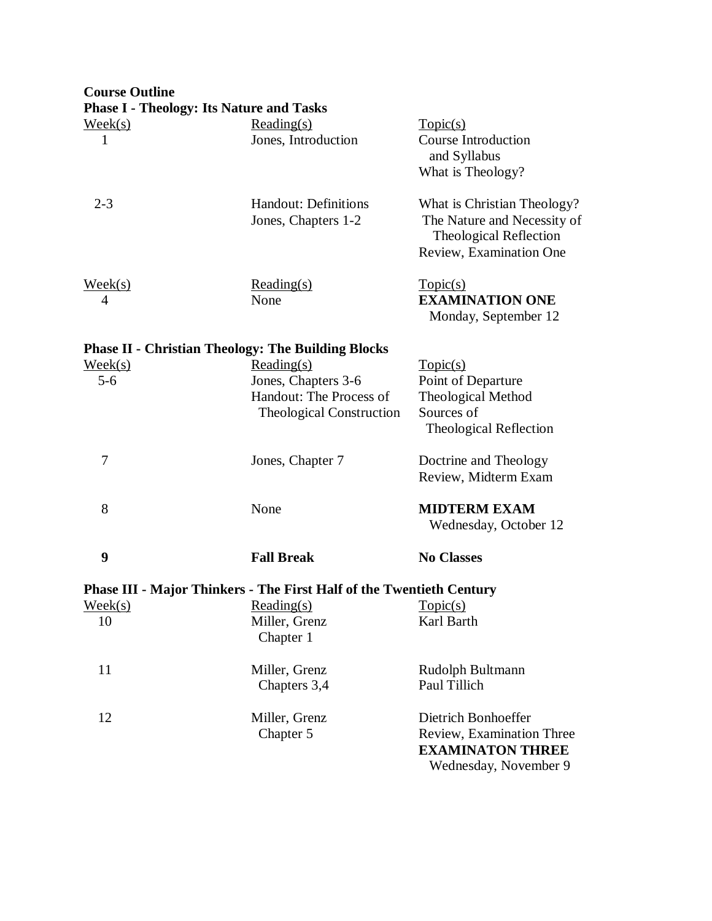**Course Outline**

**Phase I - Theology: Its Nature and Tasks**

| Week(s) | Reading(s) | Topic(s) |
|---|---|---|
| 1 | Jones, Introduction | Course Introduction and Syllabus<br>What is Theology? |
| 2-3 | Handout: Definitions<br>Jones, Chapters 1-2 | What is Christian Theology?<br>The Nature and Necessity of Theological Reflection<br>Review, Examination One |

| Week(s) | Reading(s) | Topic(s) |
|---|---|---|
| 4 | None | **EXAMINATION ONE**<br>Monday, September 12 |

**Phase II - Christian Theology: The Building Blocks**

| Week(s) | Reading(s) | Topic(s) |
|---|---|---|
| 5-6 | Jones, Chapters 3-6<br>Handout: The Process of Theological Construction | Point of Departure<br>Theological Method<br>Sources of Theological Reflection |
| 7 | Jones, Chapter 7 | Doctrine and Theology<br>Review, Midterm Exam |
| 8 | None | **MIDTERM EXAM**<br>Wednesday, October 12 |
| **9** | **Fall Break** | **No Classes** |

**Phase III - Major Thinkers - The First Half of the Twentieth Century**

| Week(s) | Reading(s) | Topic(s) |
|---|---|---|
| 10 | Miller, Grenz<br>Chapter 1 | Karl Barth |
| 11 | Miller, Grenz<br>Chapters 3,4 | Rudolph Bultmann<br>Paul Tillich |
| 12 | Miller, Grenz<br>Chapter 5 | Dietrich Bonhoeffer<br>Review, Examination Three<br>**EXAMINATON THREE**<br>Wednesday, November 9 |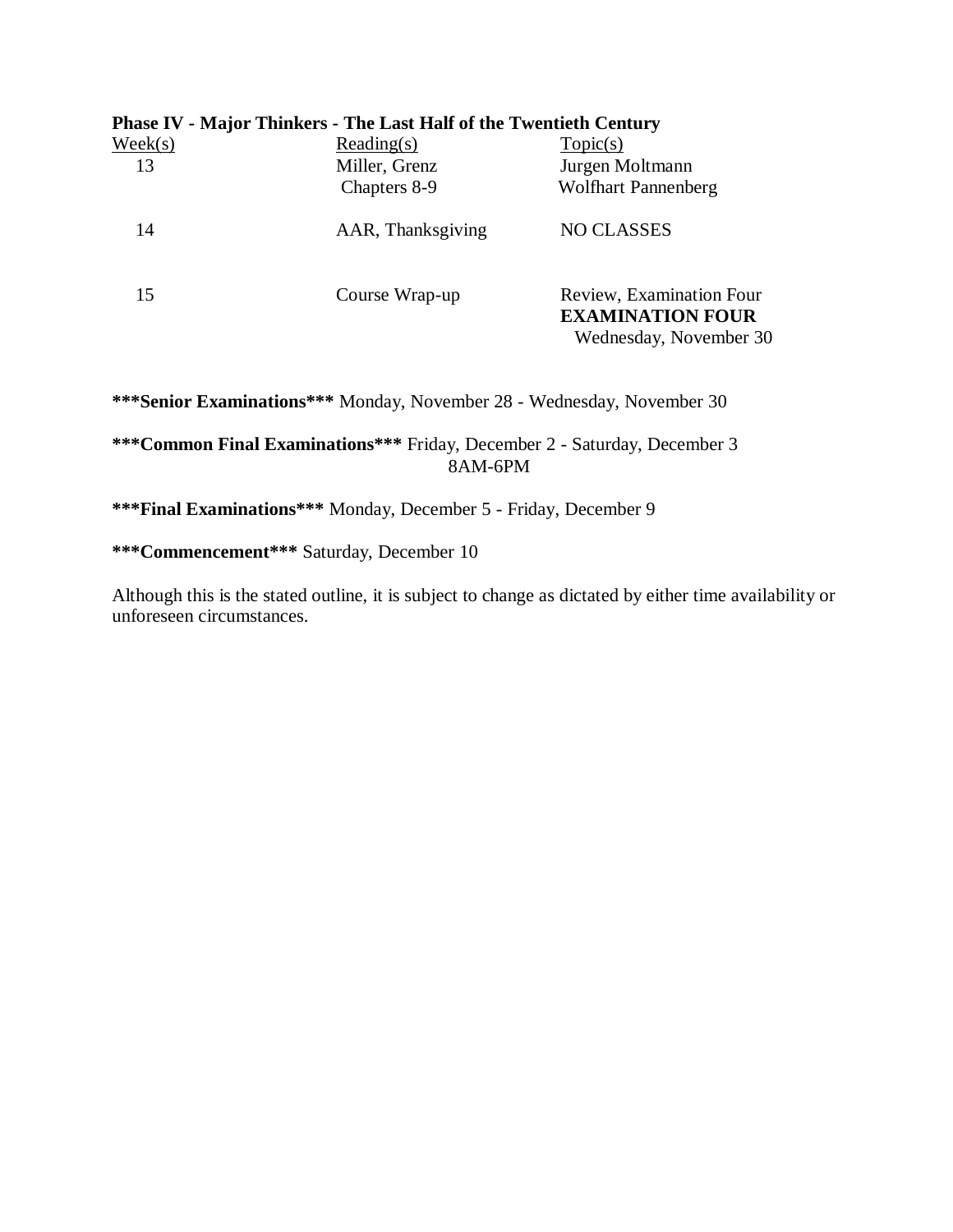**Phase IV - Major Thinkers - The Last Half of the Twentieth Century**

| Week(s) | Reading(s) | Topic(s) |
|---|---|---|
| 13 | Miller, Grenz Chapters 8-9 | Jurgen Moltmann<br>Wolfhart Pannenberg |
| 14 | AAR, Thanksgiving | NO CLASSES |
| 15 | Course Wrap-up | Review, Examination Four<br>**EXAMINATION FOUR**<br>Wednesday, November 30 |

**\*\*\*Senior Examinations\*\*\*** Monday, November 28 - Wednesday, November 30

**\*\*\*Common Final Examinations\*\*\*** Friday, December 2 - Saturday, December 3 8AM-6PM

**\*\*\*Final Examinations\*\*\*** Monday, December 5 - Friday, December 9

**\*\*\*Commencement\*\*\*** Saturday, December 10

Although this is the stated outline, it is subject to change as dictated by either time availability or unforeseen circumstances.